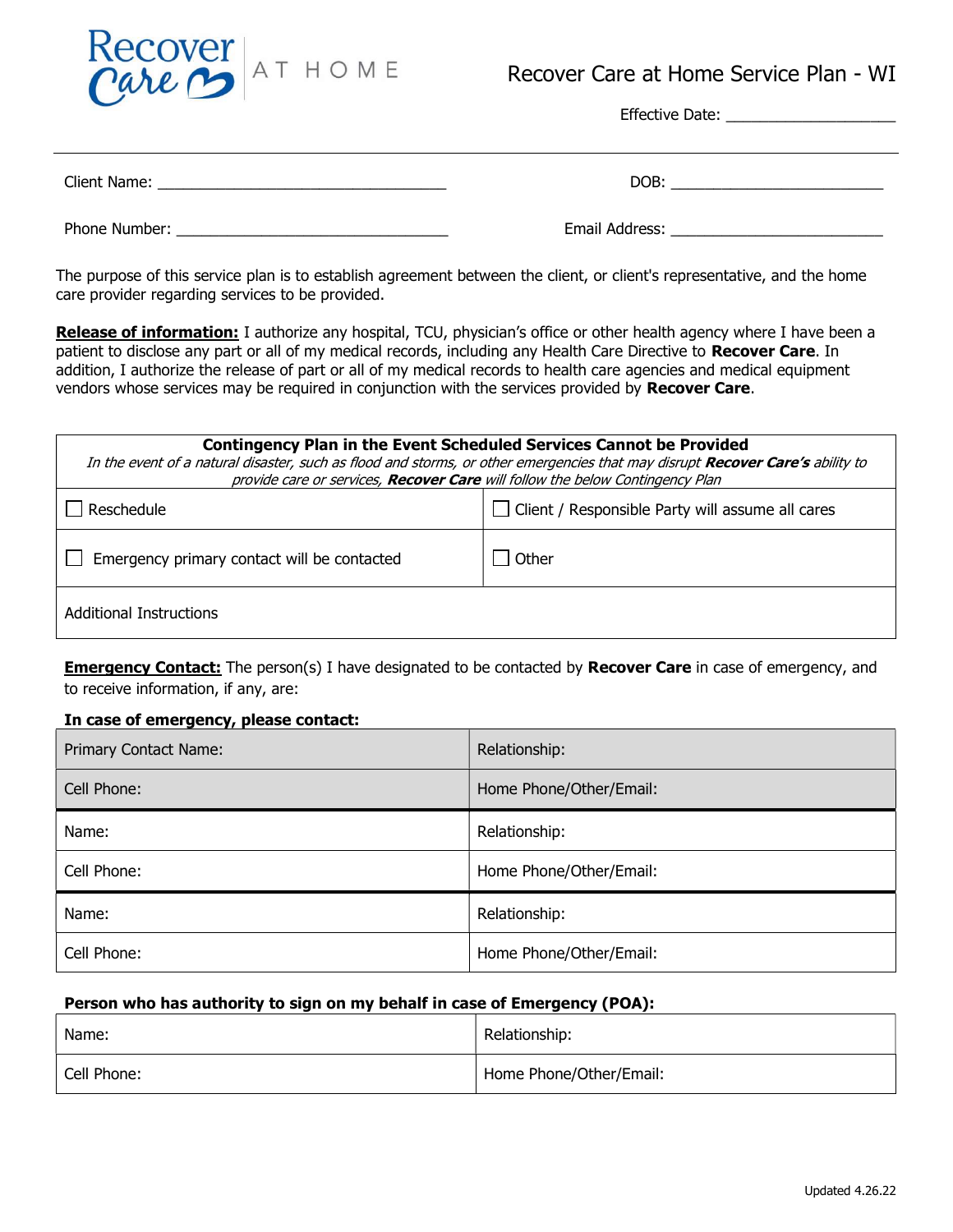Recover Care AT HOME

# Recover Care at Home Service Plan - WI

Effective Date: ____________________

Client Name: ___________________________________ DOB: __________________________

Phone Number: _________________________________ Email Address: _________________________

The purpose of this service plan is to establish agreement between the client, or client's representative, and the home care provider regarding services to be provided.

**Release of information:** I authorize any hospital, TCU, physician's office or other health agency where I have been a patient to disclose any part or all of my medical records, including any Health Care Directive to **Recover Care**. In addition, I authorize the release of part or all of my medical records to health care agencies and medical equipment vendors whose services may be required in conjunction with the services provided by **Recover Care**.

| **Contingency Plan in the Event Scheduled Services Cannot be Provided**<br>*In the event of a natural disaster, such as flood and storms, or other emergencies that may disrupt **Recover Care's** ability to provide care or services, **Recover Care** will follow the below Contingency Plan* | |
|---|---|
| ☐ Reschedule | ☐ Client / Responsible Party will assume all cares |
| ☐ Emergency primary contact will be contacted | ☐ Other |
| Additional Instructions | |

**Emergency Contact:** The person(s) I have designated to be contacted by **Recover Care** in case of emergency, and to receive information, if any, are:

**In case of emergency, please contact:**

| Primary Contact Name: | Relationship: |
|---|---|
| Cell Phone: | Home Phone/Other/Email: |
| Name: | Relationship: |
| Cell Phone: | Home Phone/Other/Email: |
| Name: | Relationship: |
| Cell Phone: | Home Phone/Other/Email: |

**Person who has authority to sign on my behalf in case of Emergency (POA):**

| Name: | Relationship: |
|---|---|
| Cell Phone: | Home Phone/Other/Email: |

Updated 4.26.22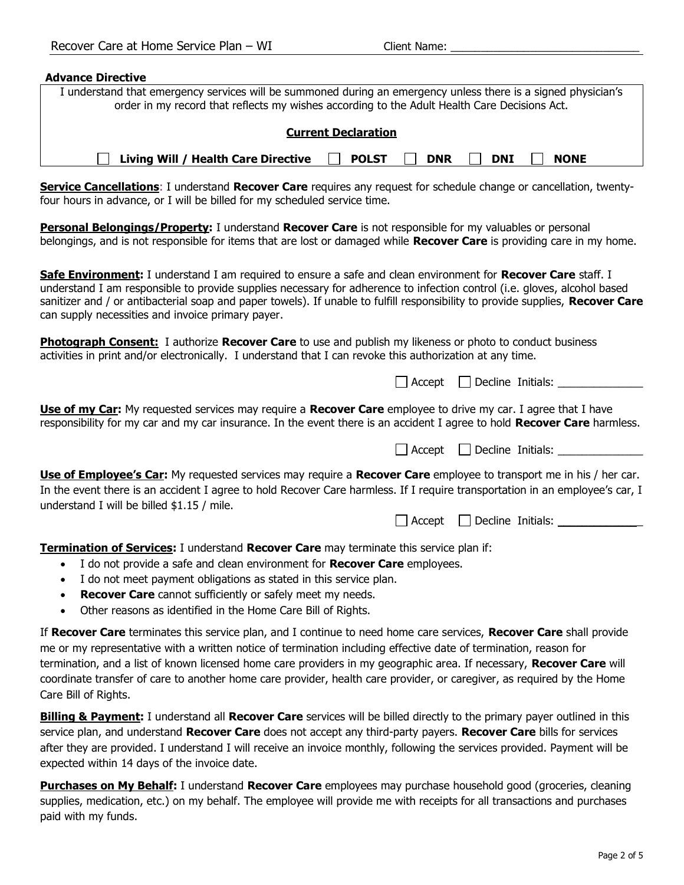Client Name: ______________________________

**Advance Directive**

I understand that emergency services will be summoned during an emergency unless there is a signed physician's order in my record that reflects my wishes according to the Adult Health Care Decisions Act.

**Current Declaration**

☐ **Living Will / Health Care Directive** ☐ **POLST** ☐ **DNR** ☐ **DNI** ☐ **NONE**

**Service Cancellations**: I understand **Recover Care** requires any request for schedule change or cancellation, twenty-four hours in advance, or I will be billed for my scheduled service time.

**Personal Belongings/Property:** I understand **Recover Care** is not responsible for my valuables or personal belongings, and is not responsible for items that are lost or damaged while **Recover Care** is providing care in my home.

**Safe Environment:** I understand I am required to ensure a safe and clean environment for **Recover Care** staff. I understand I am responsible to provide supplies necessary for adherence to infection control (i.e. gloves, alcohol based sanitizer and / or antibacterial soap and paper towels). If unable to fulfill responsibility to provide supplies, **Recover Care** can supply necessities and invoice primary payer.

**Photograph Consent:** I authorize **Recover Care** to use and publish my likeness or photo to conduct business activities in print and/or electronically. I understand that I can revoke this authorization at any time.

☐ Accept ☐ Decline Initials: ______________

**Use of my Car:** My requested services may require a **Recover Care** employee to drive my car. I agree that I have responsibility for my car and my car insurance. In the event there is an accident I agree to hold **Recover Care** harmless.

☐ Accept ☐ Decline Initials: ______________

**Use of Employee's Car:** My requested services may require a **Recover Care** employee to transport me in his / her car. In the event there is an accident I agree to hold Recover Care harmless. If I require transportation in an employee's car, I understand I will be billed $1.15 / mile.

☐ Accept ☐ Decline Initials: ______________

**Termination of Services:** I understand **Recover Care** may terminate this service plan if:

- I do not provide a safe and clean environment for **Recover Care** employees.
- I do not meet payment obligations as stated in this service plan.
- **Recover Care** cannot sufficiently or safely meet my needs.
- Other reasons as identified in the Home Care Bill of Rights.

If **Recover Care** terminates this service plan, and I continue to need home care services, **Recover Care** shall provide me or my representative with a written notice of termination including effective date of termination, reason for termination, and a list of known licensed home care providers in my geographic area. If necessary, **Recover Care** will coordinate transfer of care to another home care provider, health care provider, or caregiver, as required by the Home Care Bill of Rights.

**Billing & Payment:** I understand all **Recover Care** services will be billed directly to the primary payer outlined in this service plan, and understand **Recover Care** does not accept any third-party payers. **Recover Care** bills for services after they are provided. I understand I will receive an invoice monthly, following the services provided. Payment will be expected within 14 days of the invoice date.

**Purchases on My Behalf:** I understand **Recover Care** employees may purchase household good (groceries, cleaning supplies, medication, etc.) on my behalf. The employee will provide me with receipts for all transactions and purchases paid with my funds.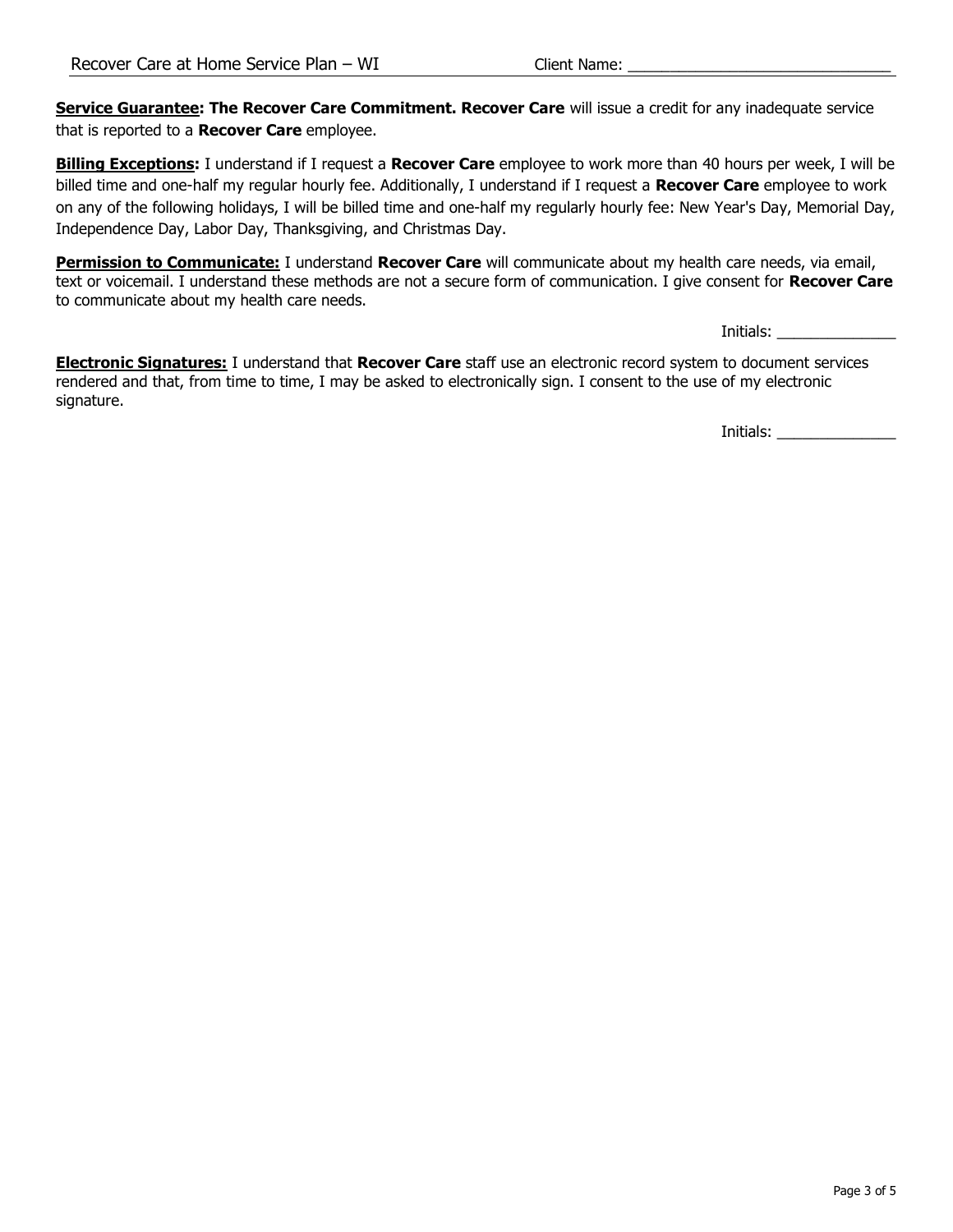**Service Guarantee: The Recover Care Commitment. Recover Care** will issue a credit for any inadequate service that is reported to a **Recover Care** employee.

**Billing Exceptions:** I understand if I request a **Recover Care** employee to work more than 40 hours per week, I will be billed time and one-half my regular hourly fee. Additionally, I understand if I request a **Recover Care** employee to work on any of the following holidays, I will be billed time and one-half my regularly hourly fee: New Year's Day, Memorial Day, Independence Day, Labor Day, Thanksgiving, and Christmas Day.

**Permission to Communicate:** I understand **Recover Care** will communicate about my health care needs, via email, text or voicemail. I understand these methods are not a secure form of communication. I give consent for **Recover Care** to communicate about my health care needs.

Initials: ______________

**Electronic Signatures:** I understand that **Recover Care** staff use an electronic record system to document services rendered and that, from time to time, I may be asked to electronically sign. I consent to the use of my electronic signature.

Initials: ______________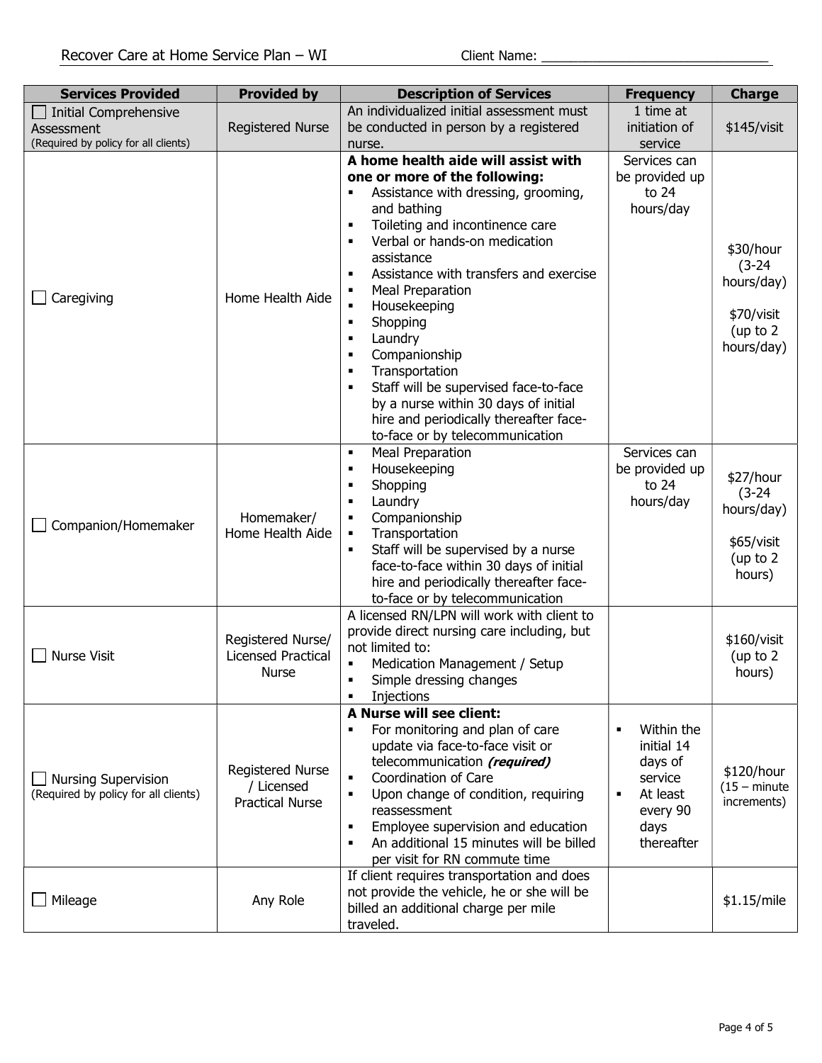Recover Care at Home Service Plan – WI Client Name: _______________________________

| Services Provided | Provided by | Description of Services | Frequency | Charge |
|---|---|---|---|---|
| ☐ Initial Comprehensive Assessment (Required by policy for all clients) | Registered Nurse | An individualized initial assessment must be conducted in person by a registered nurse. | 1 time at initiation of service | $145/visit |
| ☐ Caregiving | Home Health Aide | **A home health aide will assist with one or more of the following:**<br>▪ Assistance with dressing, grooming, and bathing<br>▪ Toileting and incontinence care<br>▪ Verbal or hands-on medication assistance<br>▪ Assistance with transfers and exercise<br>▪ Meal Preparation<br>▪ Housekeeping<br>▪ Shopping<br>▪ Laundry<br>▪ Companionship<br>▪ Transportation<br>▪ Staff will be supervised face-to-face by a nurse within 30 days of initial hire and periodically thereafter face-to-face or by telecommunication | Services can be provided up to 24 hours/day | $30/hour (3-24 hours/day)<br><br>$70/visit (up to 2 hours/day) |
| ☐ Companion/Homemaker | Homemaker/ Home Health Aide | ▪ Meal Preparation<br>▪ Housekeeping<br>▪ Shopping<br>▪ Laundry<br>▪ Companionship<br>▪ Transportation<br>▪ Staff will be supervised by a nurse face-to-face within 30 days of initial hire and periodically thereafter face-to-face or by telecommunication | Services can be provided up to 24 hours/day | $27/hour (3-24 hours/day)<br><br>$65/visit (up to 2 hours) |
| ☐ Nurse Visit | Registered Nurse/ Licensed Practical Nurse | A licensed RN/LPN will work with client to provide direct nursing care including, but not limited to:<br>▪ Medication Management / Setup<br>▪ Simple dressing changes<br>▪ Injections | | $160/visit (up to 2 hours) |
| ☐ Nursing Supervision (Required by policy for all clients) | Registered Nurse / Licensed Practical Nurse | **A Nurse will see client:**<br>▪ For monitoring and plan of care update via face-to-face visit or telecommunication ***(required)***<br>▪ Coordination of Care<br>▪ Upon change of condition, requiring reassessment<br>▪ Employee supervision and education<br>▪ An additional 15 minutes will be billed per visit for RN commute time | ▪ Within the initial 14 days of service<br>▪ At least every 90 days thereafter | $120/hour (15 – minute increments) |
| ☐ Mileage | Any Role | If client requires transportation and does not provide the vehicle, he or she will be billed an additional charge per mile traveled. | | $1.15/mile |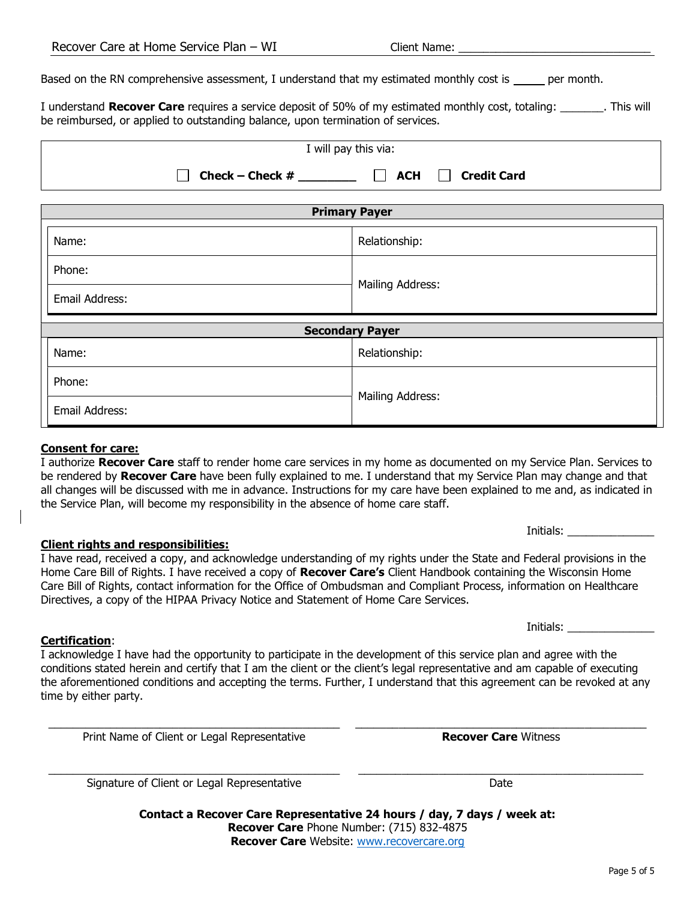Based on the RN comprehensive assessment, I understand that my estimated monthly cost is _____ per month.

I understand **Recover Care** requires a service deposit of 50% of my estimated monthly cost, totaling: _______. This will be reimbursed, or applied to outstanding balance, upon termination of services.

I will pay this via:

☐ **Check – Check #** _________ ☐ **ACH** ☐ **Credit Card**

| **Primary Payer** | |
|---|---|
| Name: | Relationship: |
| Phone: | Mailing Address: |
| Email Address: | |

| **Secondary Payer** | |
|---|---|
| Name: | Relationship: |
| Phone: | Mailing Address: |
| Email Address: | |

**Consent for care:**

I authorize **Recover Care** staff to render home care services in my home as documented on my Service Plan. Services to be rendered by **Recover Care** have been fully explained to me. I understand that my Service Plan may change and that all changes will be discussed with me in advance. Instructions for my care have been explained to me and, as indicated in the Service Plan, will become my responsibility in the absence of home care staff.

Initials: ______________

**Client rights and responsibilities:**

I have read, received a copy, and acknowledge understanding of my rights under the State and Federal provisions in the Home Care Bill of Rights. I have received a copy of **Recover Care's** Client Handbook containing the Wisconsin Home Care Bill of Rights, contact information for the Office of Ombudsman and Compliant Process, information on Healthcare Directives, a copy of the HIPAA Privacy Notice and Statement of Home Care Services.

Initials: ______________

**Certification**:

I acknowledge I have had the opportunity to participate in the development of this service plan and agree with the conditions stated herein and certify that I am the client or the client's legal representative and am capable of executing the aforementioned conditions and accepting the terms. Further, I understand that this agreement can be revoked at any time by either party.

_______________________________________ Print Name of Client or Legal Representative

_______________________________________ **Recover Care** Witness

_______________________________________ Signature of Client or Legal Representative

_______________________________________ Date

**Contact a Recover Care Representative 24 hours / day, 7 days / week at:**

**Recover Care** Phone Number: (715) 832-4875

**Recover Care** Website: www.recovercare.org